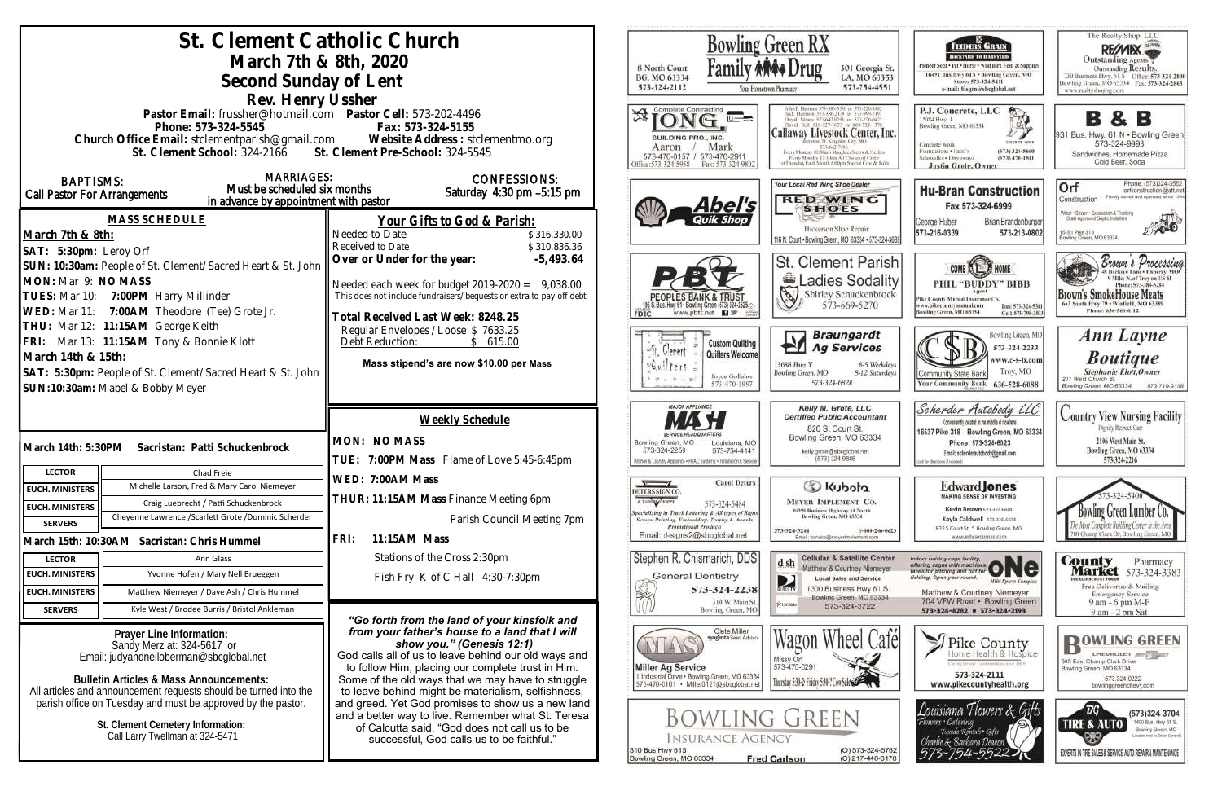# St. Clement Catholic Church

## March 7th & 8th, 2020

## Second Sunday of Lent

### Rev. Henry Ussher

**Pastor Email:** frussher@hotmail.com **Pastor Cell:** 573-202-4496
**Phone:** 573-324-5545 **Fax:** 573-324-5155
**Church Office Email:** stclementparish@gmail.com **Website Address:** stclementmo.org
**St. Clement School:** 324-2166 **St. Clement Pre-School:** 324-5545

**BAPTISMS:** Call Pastor For Arrangements

**MARRIAGES:** Must be scheduled six months in advance by appointment with pastor

**CONFESSIONS:** Saturday 4:30 pm –5:15 pm

## MASS SCHEDULE

**March 7th & 8th:**

**SAT: 5:30pm:** Leroy Orf
**SUN: 10:30am:** People of St. Clement/Sacred Heart & St. John
**MON:** Mar 9: **NO MASS**
**TUES:** Mar 10: **7:00PM** Harry Millinder
**WED:** Mar 11: **7:00AM** Theodore (Tee) Grote Jr.
**THU:** Mar 12: **11:15AM** George Keith
**FRI:** Mar 13: **11:15AM** Tony & Bonnie Klott

**March 14th & 15th:**

**SAT: 5:30pm:** People of St. Clement/Sacred Heart & St. John
**SUN:10:30am:** Mabel & Bobby Meyer

## Your Gifts to God & Parish:

| | |
|---|---|
| Needed to Date | $ 316,330.00 |
| Received to Date | $ 310,836.36 |
| **Over or Under for the year:** | **-5,493.64** |

Needed each week for budget 2019-2020 = 9,038.00
This does not include fundraisers/bequests or extra to pay off debt

**Total Received Last Week: 8248.25**
Regular Envelopes/Loose $ 7633.25
Debt Reduction: $ 615.00

**Mass stipend's are now $10.00 per Mass**

**March 14th: 5:30PM Sacristan: Patti Schuckenbrock**

| | |
|---|---|
| **LECTOR** | Chad Freie |
| **EUCH. MINISTERS** | Michelle Larson, Fred & Mary Carol Niemeyer |
| **EUCH. MINISTERS** | Craig Luebrecht / Patti Schuckenbrock |
| **SERVERS** | Cheyenne Lawrence /Scarlett Grote /Dominic Scherder |

**March 15th: 10:30AM Sacristan: Chris Hummel**

| | |
|---|---|
| **LECTOR** | Ann Glass |
| **EUCH. MINISTERS** | Yvonne Hofen / Mary Nell Brueggen |
| **EUCH. MINISTERS** | Matthew Niemeyer / Dave Ash / Chris Hummel |
| **SERVERS** | Kyle West / Brodee Burris / Bristol Ankleman |

## Weekly Schedule

**MON: NO MASS**
**TUE: 7:00PM Mass** Flame of Love 5:45-6:45pm
**WED: 7:00AM Mass**
**THUR: 11:15AM Mass** Finance Meeting 6pm
Parish Council Meeting 7pm
**FRI: 11:15AM Mass**
Stations of the Cross 2:30pm
Fish Fry K of C Hall 4:30-7:30pm

**Prayer Line Information:**
Sandy Merz at: 324-5617 or
Email: judyandneiloberman@sbcglobal.net

**Bulletin Articles & Mass Announcements:**
All articles and announcement requests should be turned into the parish office on Tuesday and must be approved by the pastor.

**St. Clement Cemetery Information:**
Call Larry Twellman at 324-5471

***"Go forth from the land of your kinsfolk and from your father's house to a land that I will show you." (Genesis 12:1)***

God calls all of us to leave behind our old ways and to follow Him, placing our complete trust in Him. Some of the old ways that we may have to struggle to leave behind might be materialism, selfishness, and greed. Yet God promises to show us a new land and a better way to live. Remember what St. Teresa of Calcutta said, "God does not call us to be successful, God calls us to be faithful."

---

**Bowling Green RX / Family Drug** — Your Hometown Pharmacy — 8 North Court, BG, MO 63334, 573-324-2112 — 301 Georgia St., LA, MO 63353, 573-754-4551

**Feeders Grain** — Backyard to Barnyard — Pioneer Seed • Pet • Horse • Wild Bird Feed & Supplies — 16491 Bus Hwy 61N • Bowling Green, MO — Store: 573-324-5411 — e-mail: fdsgrn@sbcglobal.net

**The Realty Shop, LLC / RE/MAX** — Outstanding Agents. Outstanding Results. — 730 Business Hwy 61 S, Bowling Green, MO 63334 — Office: 573-324-2800 — Fax: 573-324-2863 — www.realtyshopbg.com

**Long Building Pro., Inc.** — Complete Contracting — Aaron / Mark — 573-470-0157 / 573-470-2911 — Office: 573-324-5958 Fax: 573-324-9802

**Callaway Livestock Center, Inc.** — Interstate 70, Kingdom City, MO — 573-642-7486 — Every Monday 10:00am Slaughter Steers & Heifers — Every Monday 12:30pm All Classes of Cattle — 1st Thursday Each Month 6:00pm Special Cow & Bulls

**P.J. Concrete, LLC** — 15084 Hwy. J, Bowling Green, MO 63334 — Concrete Work, Foundations • Patio's, Sidewalks • Driveways — (573) 324-5660 — (573) 470-1511 — Justin Grote, Owner

**B & B** — 931 Bus. Hwy. 61 N • Bowling Green — 573-324-9993 — Sandwiches, Homemade Pizza, Cold Beer, Soda

**Abel's Quik Shop**

**Red Wing Shoes** — Your Local Red Wing Shoe Dealer — Hickerson Shoe Repair — 116 N. Court • Bowling Green, MO 63334 • 573-324-3688

**Hu-Bran Construction** — Fax 573-324-6999 — George Huber 573-216-0339 — Brian Brandenburger 573-213-0802

**Orf Construction** — Phone: (573)324-3552 — orfconstruction@att.net — Family owned and operated since 1984 — Water • Sewer • Excavation & Trucking — State Approved Septic Installers — 15181 Pike 313, Bowling Green, MO 63334

**PBT Peoples Bank & Trust** — 1116 S. Bus. Hwy 61 • Bowling Green (573) 324-2525 — www.pbtc.net — FDIC

**St. Clement Parish Ladies Sodality** — Shirley Schuckenbrock — 573-669-5270

**Come Home — Phil "Buddy" Bibb** — Agent — Pike County Mutual Insurance Co. — www.pikecountymutual.com — Bowling Green, MO 63334 — Bus: 573-324-5301 — Cell: 573-795-3593

**Brown's Processing** — 26 Buckeye Lane • Elsberry, MO — 9 Miles N. of Troy on US 61 — Phone: 573-384-5284 — **Brown's SmokeHouse Meats** — 663 South Hwy 79 • Winfield, MO 63389 — Phone: 636-566-6112

**St. Clement Quilters** — Custom Quilting — Quilters Welcome — Joyce Gollaher 573-470-1997

**Braungardt Ag Services** — 13688 Hwy Y, Bowling Green, MO — 8-5 Weekdays, 8-12 Saturdays — 573-324-6820

**Community State Bank** — Bowling Green, MO — 573-324-2233 — www.c-s-b.com — Troy, MO — Your Community Bank — 636-528-6688

**Ann Layne Boutique** — Stephanie Klott, Owner — 201 West Church St., Bowling Green, MO 63334 — 573-719-9108

**MASH** — Major Appliance Service Headquarters — Bowling Green, MO 573-324-2259 — Louisiana, MO 573-754-4141 — Kitchen & Laundry Appliance • HVAC Systems • Installation & Service

**Kelly M. Grote, LLC** — Certified Public Accountant — 820 S. Court St., Bowling Green, MO 63334 — kellygrote@sbcglobal.net — (573) 324-9885

**Scherder Autobody LLC** — Conveniently located in the middle of nowhere — 16637 Pike 318 Bowling Green, MO 63334 — Phone: 573-324-6023 — Email: scherderautobody@gmail.com

**Country View Nursing Facility** — Dignity, Respect, Care — 2106 West Main St., Bowling Green, MO 63334 — 573-324-2216

**Deters Sign Co.** — Carol Deters — 573-324-5484 — Specializing in Truck Lettering & All types of Signs — Screen Printing, Embroidery, Trophy & Awards — Promotional Products — Email: d-signs2@sbcglobal.net

**Kubota — Meyer Implement Co.** — 16398 Business Highway 61 North, Bowling Green, MO 63334 — 573-324-5261 — 1-800-246-0623 — Email: service@meyerimplement.com

**Edward Jones** — Making Sense of Investing — Kevin Brown 573-324-6604 — Kayla Caldwell 573-324-6604 — 822 S Court St * Bowling Green, MO — www.edwardjones.com

**Bowling Green Lumber Co.** — 573-324-5400 — The Most Complete Building Center in the Area — 700 Champ Clark Dr, Bowling Green, MO

**Stephen R. Chismarich, DDS** — General Dentistry — 573-324-2238 — 310 W. Main St., Bowling Green, MO

**Cellular & Satellite Center** — Matthew & Courtney Niemeyer — Local Sales and Service — 1300 Business Hwy 61 S., Bowling Green, MO 63334 — 573-324-3722

**ONE Multi-Sports Complex** — Indoor batting cage facility, offering cages with machines, lanes for pitching and turf for fielding. Open year round. — Matthew & Courtney Niemeyer — 704 VFW Road • Bowling Green — 573-324-8282 • 573-324-2193

**County Market** — Pharmacy 573-324-3383 — Free Deliveries & Mailing — Emergency Service — 9 am - 6 pm M-F — 9 am - 2 pm Sat

**MAS Miller Ag Service** — Clete Miller, syngenta Seed Advisor — 1 Industrial Drive • Bowling Green, MO 63334 — 573-470-0101 • Miller0121@sbcglobal.net

**Wagon Wheel Café** — Missy Orf — 573-470-0291 — Thursday 5:30-2; Friday 5:30-?; Cow Sale

**Pike County Home Health & Hospice** — Caring for our Communities since 1969 — 573-324-2111 — www.pikecountyhealth.org

**Bowling Green Chevrolet** — 805 East Champ Clark Drive, Bowling Green, MO 63334 — 573.324.0222 — bowlinggreenchevy.com

**Bowling Green Insurance Agency** — 310 Bus Hwy 61S, Bowling Green, MO 63334 — Fred Carlson — (O) 573-324-5762 — (C) 217-440-6170

**Louisiana Flowers & Gifts** — Flowers • Catering • Tuxedo Rentals • Gifts — Charlie & Barbara Deacon — 573-754-5522

**BG Tire & Auto** — (573)324 3704 — 1400 Bus. Hwy 61 S., Bowling Green, MO — (Located next to Dollar General) — Experts in Tire Sales & Service, Auto Repair & Maintenance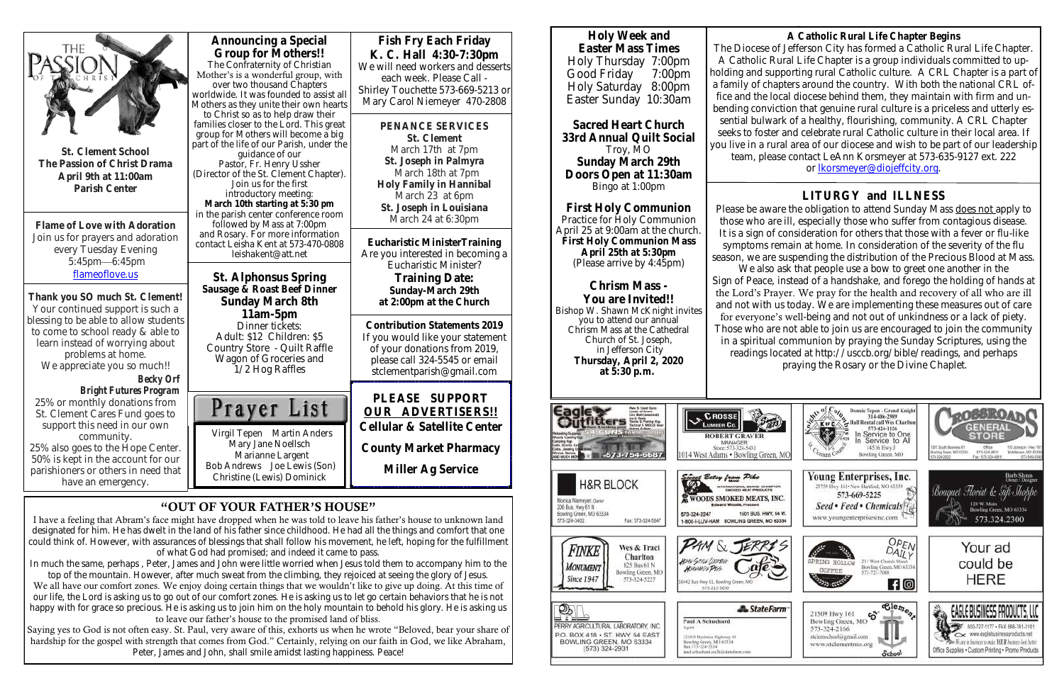St. Clement School
**The Passion of Christ Drama**
**April 9th at 11:00am**
**Parish Center**

## Flame of Love with Adoration

Join us for prayers and adoration every Tuesday Evening
5:45pm—6:45pm
flameoflove.us

## Thank you SO much St. Clement!

Your continued support is such a blessing to be able to allow students to come to school ready & able to learn instead of worrying about problems at home.
We appreciate you so much!!

***Becky Orf***
***Bright Futures Program***

25% or monthly donations from St. Clement Cares Fund goes to support this need in our own community.
25% also goes to the Hope Center.
50% is kept in the account for our parishioners or others in need that have an emergency.

## Announcing a Special Group for Mothers!!

The Confraternity of Christian Mother's is a wonderful group, with over two thousand Chapters worldwide. It was founded to assist all Mothers as they unite their own hearts to Christ so as to help draw their families closer to the Lord. This great group for Mothers will become a big part of the life of our Parish, under the guidance of our Pastor, Fr. Henry Ussher (Director of the St. Clement Chapter). Join us for the first introductory meeting:
**March 10th starting at 5:30 pm** in the parish center conference room followed by Mass at 7:00pm and Rosary. For more information contact Leisha Kent at 573-470-0808 leishakent@att.net

## St. Alphonsus Spring Sausage & Roast Beef Dinner

**Sunday March 8th**
**11am-5pm**

Dinner tickets:
Adult: $12 Children: $5
Country Store - Quilt Raffle
Wagon of Groceries and
1/2 Hog Raffles

## Prayer List

Virgil Tepen Martin Anders
Mary Jane Noellsch
Marianne Largent
Bob Andrews Joe Lewis (Son)
Christine (Lewis) Dominick

## Fish Fry Each Friday K. C. Hall 4:30-7:30pm

We will need workers and desserts each week. Please Call - Shirley Touchette 573-669-5213 or Mary Carol Niemeyer 470-2808

## PENANCE SERVICES

**St. Clement**
March 17th at 7pm
**St. Joseph in Palmyra**
March 18th at 7pm
**Holy Family in Hannibal**
March 23 at 6pm
**St. Joseph in Louisiana**
March 24 at 6:30pm

## Eucharistic MinisterTraining

Are you interested in becoming a Eucharistic Minister?
**Training Date:**
**Sunday-March 29th**
**at 2:00pm at the Church**

## Contribution Statements 2019

If you would like your statement of your donations from 2019, please call 324-5545 or email stclementparish@gmail.com

## PLEASE SUPPORT OUR ADVERTISERS!!

**Cellular & Satellite Center**

**County Market Pharmacy**

**Miller Ag Service**

## "OUT OF YOUR FATHER'S HOUSE"

I have a feeling that Abram's face might have dropped when he was told to leave his father's house to unknown land designated for him. He has dwelt in the land of his father since childhood. He had all the things and comfort that one could think of. However, with assurances of blessings that shall follow his movement, he left, hoping for the fulfillment of what God had promised; and indeed it came to pass.

In much the same, perhaps , Peter, James and John were little worried when Jesus told them to accompany him to the top of the mountain. However, after much sweat from the climbing, they rejoiced at seeing the glory of Jesus.

We all have our comfort zones. We enjoy doing certain things that we wouldn't like to give up doing. At this time of our life, the Lord is asking us to go out of our comfort zones. He is asking us to let go certain behaviors that he is not happy with for grace so precious. He is asking us to join him on the holy mountain to behold his glory. He is asking us to leave our father's house to the promised land of bliss.

Saying yes to God is not often easy. St. Paul, very aware of this, exhorts us when he wrote "Beloved, bear your share of hardship for the gospel with strength that comes from God." Certainly, relying on our faith in God, we like Abraham, Peter, James and John, shall smile amidst lasting happiness. Peace!

## Holy Week and Easter Mass Times

Holy Thursday 7:00pm
Good Friday 7:00pm
Holy Saturday 8:00pm
Easter Sunday 10:30am

## Sacred Heart Church 33rd Annual Quilt Social

Troy, MO
**Sunday March 29th**
**Doors Open at 11:30am**
Bingo at 1:00pm

## First Holy Communion

Practice for Holy Communion April 25 at 9:00am at the church.
**First Holy Communion Mass April 25th at 5:30pm**
(Please arrive by 4:45pm)

## Chrism Mass - You are Invited!!

Bishop W. Shawn McKnight invites you to attend our annual Chrism Mass at the Cathedral Church of St. Joseph, in Jefferson City
**Thursday, April 2, 2020 at 5:30 p.m.**

## A Catholic Rural Life Chapter Begins

The Diocese of Jefferson City has formed a Catholic Rural Life Chapter. A Catholic Rural Life Chapter is a group individuals committed to upholding and supporting rural Catholic culture. A CRL Chapter is a part of a family of chapters around the country. With both the national CRL office and the local diocese behind them, they maintain with firm and unbending conviction that genuine rural culture is a priceless and utterly essential bulwark of a healthy, flourishing, community. A CRL Chapter seeks to foster and celebrate rural Catholic culture in their local area. If you live in a rural area of our diocese and wish to be part of our leadership team, please contact LeAnn Korsmeyer at 573-635-9127 ext. 222 or lkorsmeyer@diojeffcity.org.

## LITURGY and ILLNESS

Please be aware the obligation to attend Sunday Mass does not apply to those who are ill, especially those who suffer from contagious disease. It is a sign of consideration for others that those with a fever or flu-like symptoms remain at home. In consideration of the severity of the flu season, we are suspending the distribution of the Precious Blood at Mass. We also ask that people use a bow to greet one another in the Sign of Peace, instead of a handshake, and forego the holding of hands at the Lord's Prayer. We pray for the health and recovery of all who are ill and not with us today. We are implementing these measures out of care for everyone's well-being and not out of unkindness or a lack of piety. Those who are not able to join us are encouraged to join the community in a spiritual communion by praying the Sunday Scriptures, using the readings located at http://usccb.org/bible/readings, and perhaps praying the Rosary or the Divine Chaplet.

Eagle Outfitters — 573-754-6687

Crosse Lumber Co. — Robert Graver, Manager — Store: 573-324-5431 — 1014 West Adams • Bowling Green, MO

Knights of Columbus — Donnie Tepen - Grand Knight 314-486-2989 — Hall Rental call Wes Charlton 573-424-1126 — In Service to One, In Service to All — 14516 Hwy J, Bowling Green, MO

Crossroads General Store

H&R Block — Monica Niemeyer, Owner — 206 Bus. Hwy 61 N, Bowling Green, MO 63334 — 573-324-3402 — Fax: 573-324-5047

Sweet Betsy from Pike — Woods Smoked Meats, Inc. — Edward Woods, President — 573-324-2247 — 1-800-I-LUV-HAM — 1501 Bus. Hwy. 54 W., Bowling Green, MO 63334

Young Enterprises, Inc. — 25759 Hwy 161 • New Hartford, MO 63359 — 573-669-5225 — Seed • Feed • Chemicals — www.youngenterprisesinc.com

Bouquet Florist & Gift Shoppe — Barb Shinn, Owner / Designer — 120 W. Main, Bowling Green, MO 63334 — 573.324.2300

Finke Monument, Since 1947 — Wes & Traci Charlton — 825 Bus 61 N, Bowling Green, MO — 573-324-5227

Pam & Jerri's Cafe — Home Style Cooking, Homemade Pies — 16142 Bus Hwy 61, Bowling Green, MO — 573-213-5030

Spring Hollow Coffee — Open Daily — 211 West Church Street, Bowling Green, MO 63334 — 573-721-7088

Your ad could be HERE

Perry Agricultural Laboratory, Inc. — P.O. Box 418 • St. Hwy 54 East, Bowling Green, MO 63334 — (573) 324-2931

State Farm — Paul A Schuchard, Agent

St. Clement School — 21509 Hwy 161, Bowling Green, MO — 573-324-2166 — stclemschool@gmail.com — www.stclementmo.org

Eagle Business Products, LLC — 800-727-1177 • Fax 888-181-3101 — www.eaglebusinessproducts.net — Office Supplies • Custom Printing • Promo Products